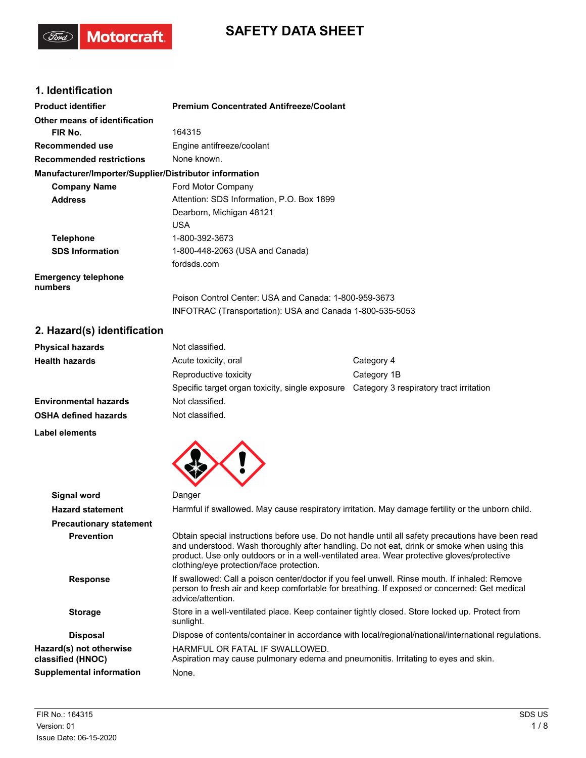# SAFETY DATA SHEET

## 1. Identification

| | |
|---|---|
| **Product identifier** | **Premium Concentrated Antifreeze/Coolant** |
| **Other means of identification** | |
| **FIR No.** | 164315 |
| **Recommended use** | Engine antifreeze/coolant |
| **Recommended restrictions** | None known. |

**Manufacturer/Importer/Supplier/Distributor information**

| | |
|---|---|
| **Company Name** | Ford Motor Company |
| **Address** | Attention: SDS Information, P.O. Box 1899<br>Dearborn, Michigan 48121<br>USA |
| **Telephone** | 1-800-392-3673 |
| **SDS Information** | 1-800-448-2063 (USA and Canada)<br>fordsds.com |
| **Emergency telephone numbers** | Poison Control Center: USA and Canada: 1-800-959-3673<br>INFOTRAC (Transportation): USA and Canada 1-800-535-5053 |

## 2. Hazard(s) identification

| | | |
|---|---|---|
| **Physical hazards** | Not classified. | |
| **Health hazards** | Acute toxicity, oral | Category 4 |
| | Reproductive toxicity | Category 1B |
| | Specific target organ toxicity, single exposure | Category 3 respiratory tract irritation |
| **Environmental hazards** | Not classified. | |
| **OSHA defined hazards** | Not classified. | |

**Label elements**

| | |
|---|---|
| **Signal word** | Danger |
| **Hazard statement** | Harmful if swallowed. May cause respiratory irritation. May damage fertility or the unborn child. |
| **Precautionary statement** | |
| **Prevention** | Obtain special instructions before use. Do not handle until all safety precautions have been read and understood. Wash thoroughly after handling. Do not eat, drink or smoke when using this product. Use only outdoors or in a well-ventilated area. Wear protective gloves/protective clothing/eye protection/face protection. |
| **Response** | If swallowed: Call a poison center/doctor if you feel unwell. Rinse mouth. If inhaled: Remove person to fresh air and keep comfortable for breathing. If exposed or concerned: Get medical advice/attention. |
| **Storage** | Store in a well-ventilated place. Keep container tightly closed. Store locked up. Protect from sunlight. |
| **Disposal** | Dispose of contents/container in accordance with local/regional/national/international regulations. |
| **Hazard(s) not otherwise classified (HNOC)** | HARMFUL OR FATAL IF SWALLOWED.<br>Aspiration may cause pulmonary edema and pneumonitis. Irritating to eyes and skin. |
| **Supplemental information** | None. |

FIR No.: 164315
Version: 01
Issue Date: 06-15-2020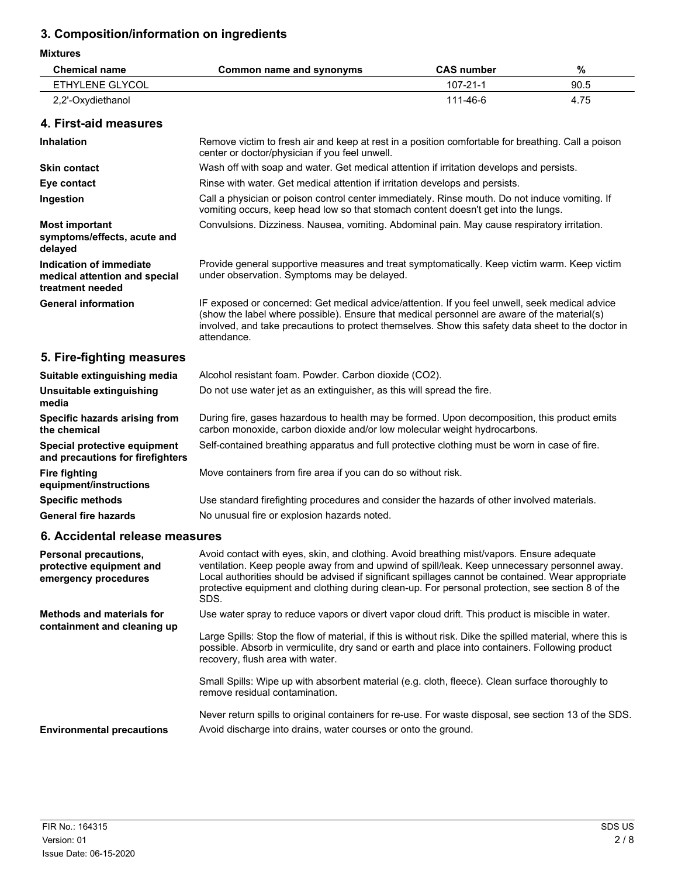## 3. Composition/information on ingredients

**Mixtures**

| Chemical name | Common name and synonyms | CAS number | % |
|---|---|---|---|
| ETHYLENE GLYCOL | | 107-21-1 | 90.5 |
| 2,2'-Oxydiethanol | | 111-46-6 | 4.75 |

## 4. First-aid measures

**Inhalation**
Remove victim to fresh air and keep at rest in a position comfortable for breathing. Call a poison center or doctor/physician if you feel unwell.

**Skin contact**
Wash off with soap and water. Get medical attention if irritation develops and persists.

**Eye contact**
Rinse with water. Get medical attention if irritation develops and persists.

**Ingestion**
Call a physician or poison control center immediately. Rinse mouth. Do not induce vomiting. If vomiting occurs, keep head low so that stomach content doesn't get into the lungs.

**Most important symptoms/effects, acute and delayed**
Convulsions. Dizziness. Nausea, vomiting. Abdominal pain. May cause respiratory irritation.

**Indication of immediate medical attention and special treatment needed**
Provide general supportive measures and treat symptomatically. Keep victim warm. Keep victim under observation. Symptoms may be delayed.

**General information**
IF exposed or concerned: Get medical advice/attention. If you feel unwell, seek medical advice (show the label where possible). Ensure that medical personnel are aware of the material(s) involved, and take precautions to protect themselves. Show this safety data sheet to the doctor in attendance.

## 5. Fire-fighting measures

**Suitable extinguishing media**
Alcohol resistant foam. Powder. Carbon dioxide ($CO_2$).

**Unsuitable extinguishing media**
Do not use water jet as an extinguisher, as this will spread the fire.

**Specific hazards arising from the chemical**
During fire, gases hazardous to health may be formed. Upon decomposition, this product emits carbon monoxide, carbon dioxide and/or low molecular weight hydrocarbons.

**Special protective equipment and precautions for firefighters**
Self-contained breathing apparatus and full protective clothing must be worn in case of fire.

**Fire fighting equipment/instructions**
Move containers from fire area if you can do so without risk.

**Specific methods**
Use standard firefighting procedures and consider the hazards of other involved materials.

**General fire hazards**
No unusual fire or explosion hazards noted.

## 6. Accidental release measures

**Personal precautions, protective equipment and emergency procedures**
Avoid contact with eyes, skin, and clothing. Avoid breathing mist/vapors. Ensure adequate ventilation. Keep people away from and upwind of spill/leak. Keep unnecessary personnel away. Local authorities should be advised if significant spillages cannot be contained. Wear appropriate protective equipment and clothing during clean-up. For personal protection, see section 8 of the SDS.

**Methods and materials for containment and cleaning up**
Use water spray to reduce vapors or divert vapor cloud drift. This product is miscible in water.

Large Spills: Stop the flow of material, if this is without risk. Dike the spilled material, where this is possible. Absorb in vermiculite, dry sand or earth and place into containers. Following product recovery, flush area with water.

Small Spills: Wipe up with absorbent material (e.g. cloth, fleece). Clean surface thoroughly to remove residual contamination.

Never return spills to original containers for re-use. For waste disposal, see section 13 of the SDS.

**Environmental precautions**
Avoid discharge into drains, water courses or onto the ground.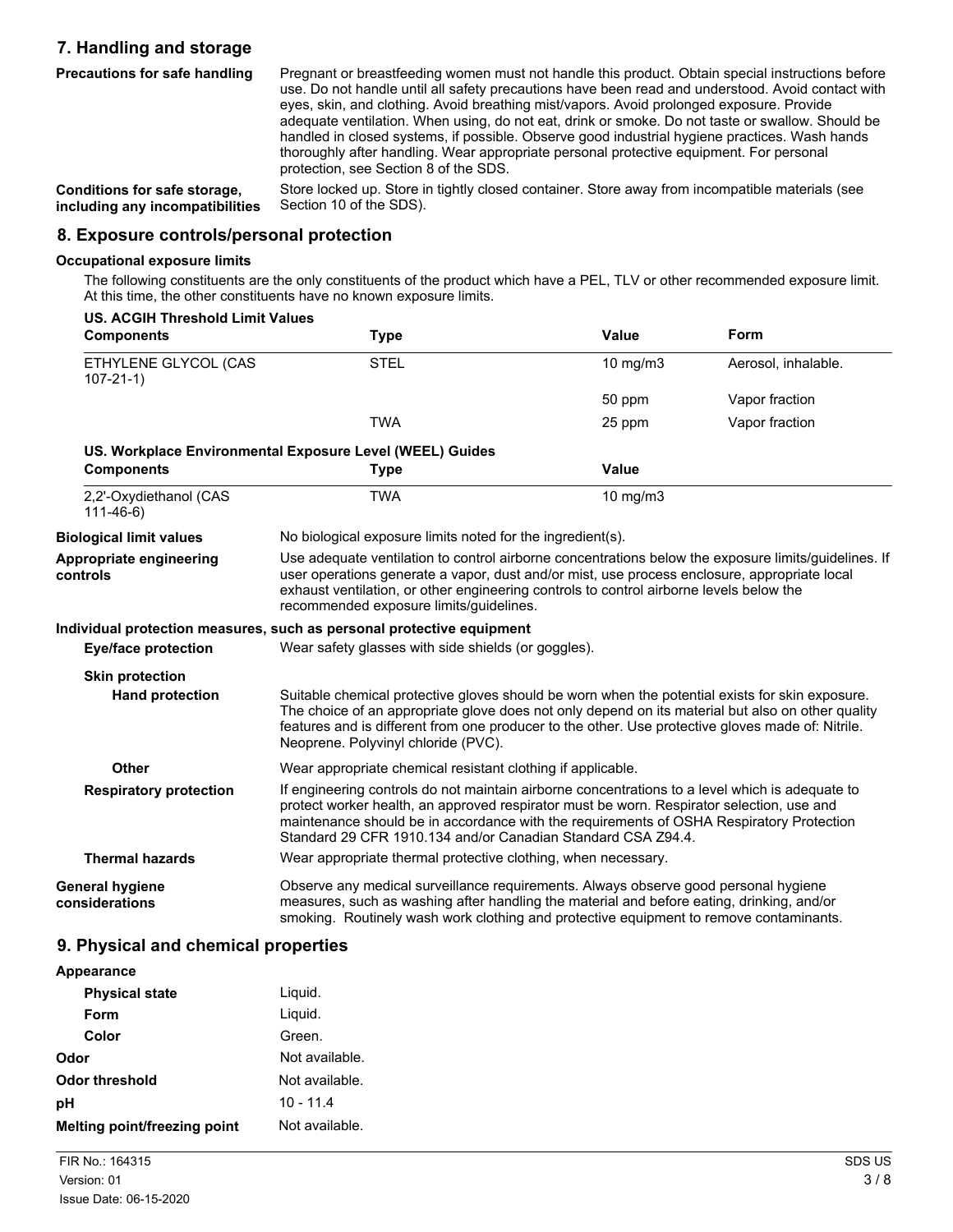## 7. Handling and storage

**Precautions for safe handling**
Pregnant or breastfeeding women must not handle this product. Obtain special instructions before use. Do not handle until all safety precautions have been read and understood. Avoid contact with eyes, skin, and clothing. Avoid breathing mist/vapors. Avoid prolonged exposure. Provide adequate ventilation. When using, do not eat, drink or smoke. Do not taste or swallow. Should be handled in closed systems, if possible. Observe good industrial hygiene practices. Wash hands thoroughly after handling. Wear appropriate personal protective equipment. For personal protection, see Section 8 of the SDS.

**Conditions for safe storage, including any incompatibilities**
Store locked up. Store in tightly closed container. Store away from incompatible materials (see Section 10 of the SDS).

## 8. Exposure controls/personal protection

### Occupational exposure limits

The following constituents are the only constituents of the product which have a PEL, TLV or other recommended exposure limit. At this time, the other constituents have no known exposure limits.

**US. ACGIH Threshold Limit Values**

| Components | Type | Value | Form |
|---|---|---|---|
| ETHYLENE GLYCOL (CAS 107-21-1) | STEL | 10 mg/m3 | Aerosol, inhalable. |
| | | 50 ppm | Vapor fraction |
| | TWA | 25 ppm | Vapor fraction |

**US. Workplace Environmental Exposure Level (WEEL) Guides**

| Components | Type | Value |
|---|---|---|
| 2,2'-Oxydiethanol (CAS 111-46-6) | TWA | 10 mg/m3 |

**Biological limit values**
No biological exposure limits noted for the ingredient(s).

**Appropriate engineering controls**
Use adequate ventilation to control airborne concentrations below the exposure limits/guidelines. If user operations generate a vapor, dust and/or mist, use process enclosure, appropriate local exhaust ventilation, or other engineering controls to control airborne levels below the recommended exposure limits/guidelines.

### Individual protection measures, such as personal protective equipment

**Eye/face protection**
Wear safety glasses with side shields (or goggles).

**Skin protection**

**Hand protection**
Suitable chemical protective gloves should be worn when the potential exists for skin exposure. The choice of an appropriate glove does not only depend on its material but also on other quality features and is different from one producer to the other. Use protective gloves made of: Nitrile. Neoprene. Polyvinyl chloride (PVC).

**Other**
Wear appropriate chemical resistant clothing if applicable.

**Respiratory protection**
If engineering controls do not maintain airborne concentrations to a level which is adequate to protect worker health, an approved respirator must be worn. Respirator selection, use and maintenance should be in accordance with the requirements of OSHA Respiratory Protection Standard 29 CFR 1910.134 and/or Canadian Standard CSA Z94.4.

**Thermal hazards**
Wear appropriate thermal protective clothing, when necessary.

**General hygiene considerations**
Observe any medical surveillance requirements. Always observe good personal hygiene measures, such as washing after handling the material and before eating, drinking, and/or smoking. Routinely wash work clothing and protective equipment to remove contaminants.

## 9. Physical and chemical properties

**Appearance**

- **Physical state** Liquid.
- **Form** Liquid.
- **Color** Green.

**Odor** Not available.

**Odor threshold** Not available.

**pH** 10 - 11.4

**Melting point/freezing point** Not available.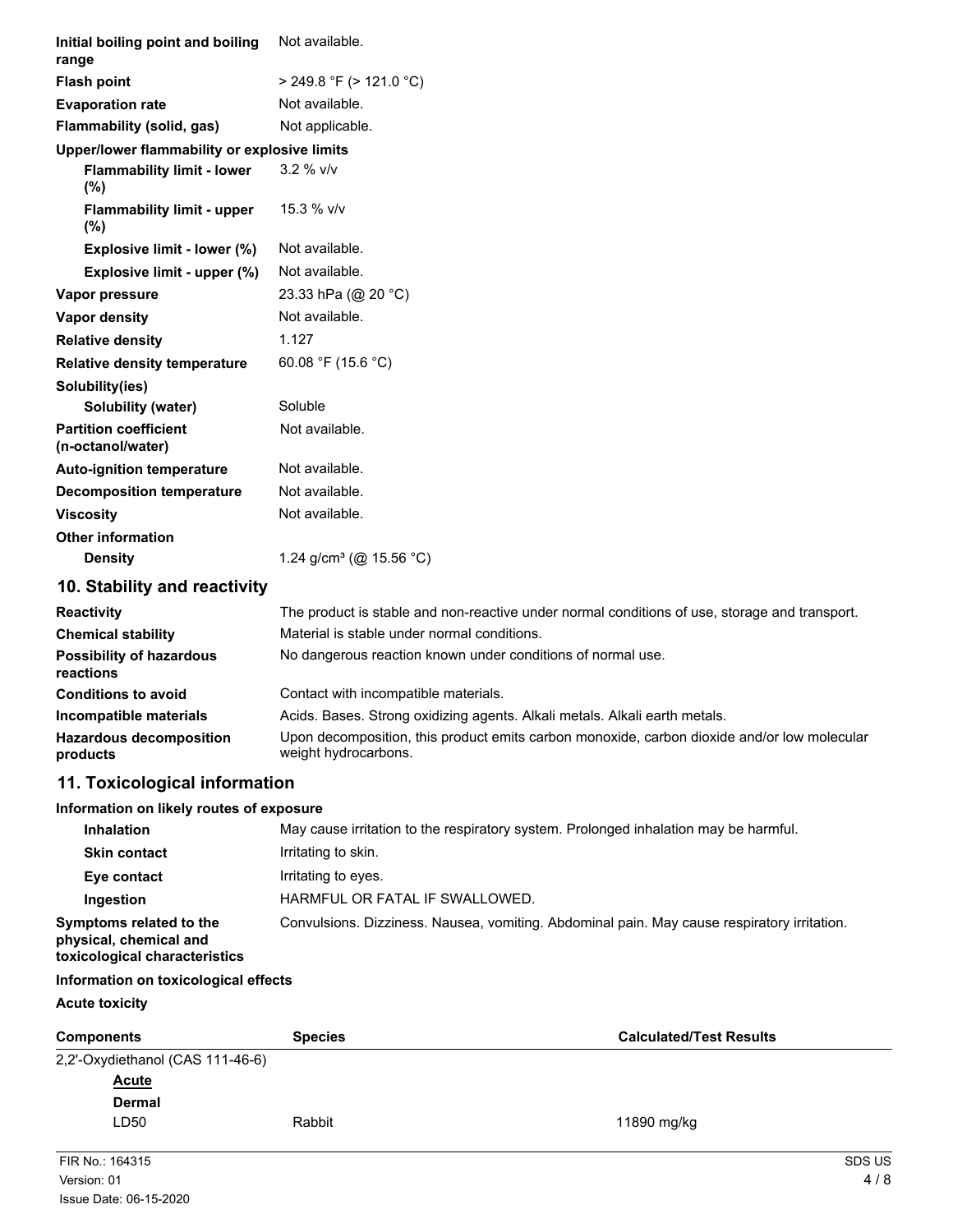| | |
|---|---|
| **Initial boiling point and boiling range** | Not available. |
| **Flash point** | > 249.8 °F (> 121.0 °C) |
| **Evaporation rate** | Not available. |
| **Flammability (solid, gas)** | Not applicable. |
| **Upper/lower flammability or explosive limits** | |
| **Flammability limit - lower (%)** | 3.2 % v/v |
| **Flammability limit - upper (%)** | 15.3 % v/v |
| **Explosive limit - lower (%)** | Not available. |
| **Explosive limit - upper (%)** | Not available. |
| **Vapor pressure** | 23.33 hPa (@ 20 °C) |
| **Vapor density** | Not available. |
| **Relative density** | 1.127 |
| **Relative density temperature** | 60.08 °F (15.6 °C) |
| **Solubility(ies)** | |
| **Solubility (water)** | Soluble |
| **Partition coefficient (n-octanol/water)** | Not available. |
| **Auto-ignition temperature** | Not available. |
| **Decomposition temperature** | Not available. |
| **Viscosity** | Not available. |
| **Other information** | |
| **Density** | 1.24 g/cm³ (@ 15.56 °C) |

## 10. Stability and reactivity

| | |
|---|---|
| **Reactivity** | The product is stable and non-reactive under normal conditions of use, storage and transport. |
| **Chemical stability** | Material is stable under normal conditions. |
| **Possibility of hazardous reactions** | No dangerous reaction known under conditions of normal use. |
| **Conditions to avoid** | Contact with incompatible materials. |
| **Incompatible materials** | Acids. Bases. Strong oxidizing agents. Alkali metals. Alkali earth metals. |
| **Hazardous decomposition products** | Upon decomposition, this product emits carbon monoxide, carbon dioxide and/or low molecular weight hydrocarbons. |

## 11. Toxicological information

**Information on likely routes of exposure**

| | |
|---|---|
| **Inhalation** | May cause irritation to the respiratory system. Prolonged inhalation may be harmful. |
| **Skin contact** | Irritating to skin. |
| **Eye contact** | Irritating to eyes. |
| **Ingestion** | HARMFUL OR FATAL IF SWALLOWED. |
| **Symptoms related to the physical, chemical and toxicological characteristics** | Convulsions. Dizziness. Nausea, vomiting. Abdominal pain. May cause respiratory irritation. |

**Information on toxicological effects**

**Acute toxicity**

| Components | Species | Calculated/Test Results |
|---|---|---|
| 2,2'-Oxydiethanol (CAS 111-46-6) | | |
| Acute | | |
| **Dermal** | | |
| LD50 | Rabbit | 11890 mg/kg |

FIR No.: 164315
Version: 01
Issue Date: 06-15-2020
SDS US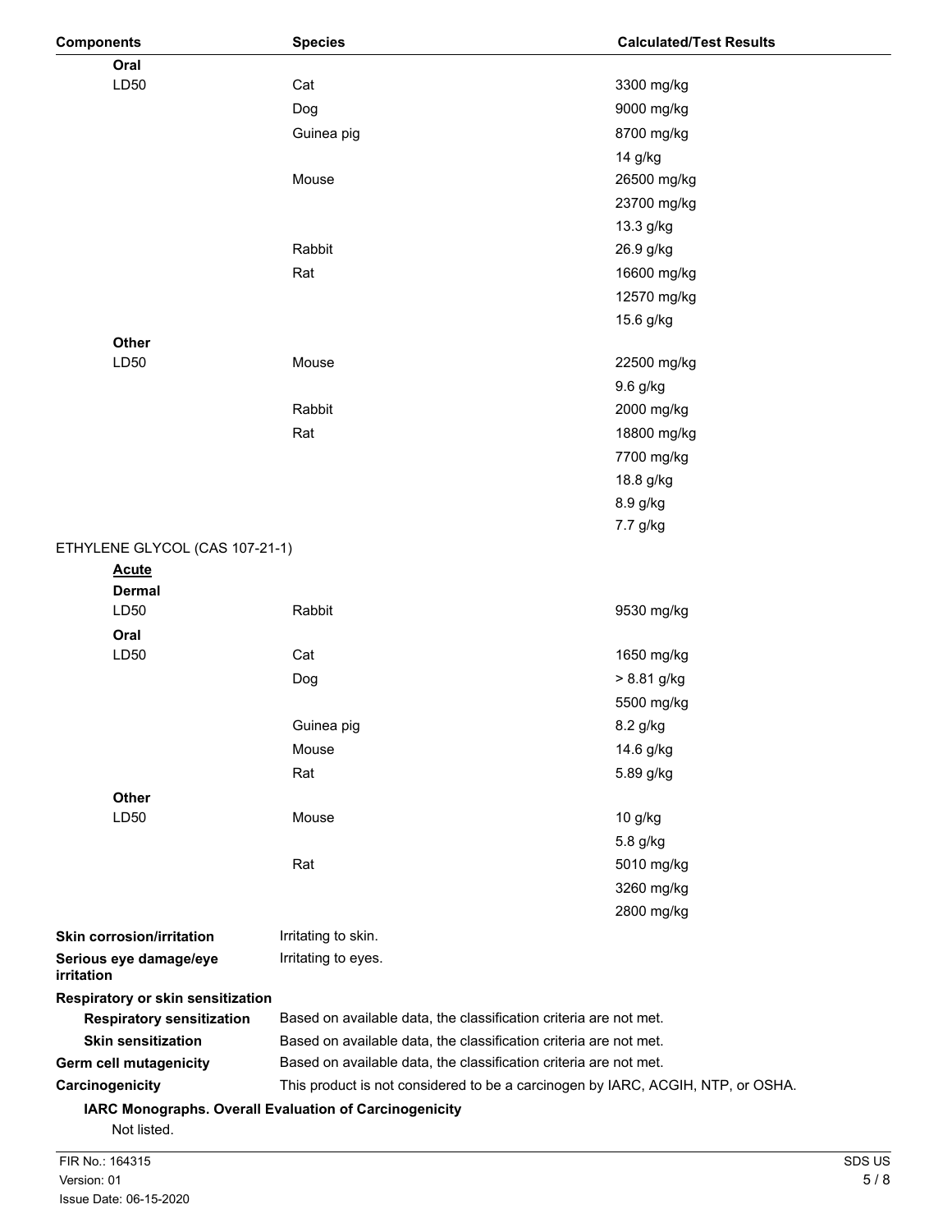| Components | Species | Calculated/Test Results |
|---|---|---|
| **Oral** | | |
| LD50 | Cat | 3300 mg/kg |
| | Dog | 9000 mg/kg |
| | Guinea pig | 8700 mg/kg |
| | | 14 g/kg |
| | Mouse | 26500 mg/kg |
| | | 23700 mg/kg |
| | | 13.3 g/kg |
| | Rabbit | 26.9 g/kg |
| | Rat | 16600 mg/kg |
| | | 12570 mg/kg |
| | | 15.6 g/kg |
| **Other** | | |
| LD50 | Mouse | 22500 mg/kg |
| | | 9.6 g/kg |
| | Rabbit | 2000 mg/kg |
| | Rat | 18800 mg/kg |
| | | 7700 mg/kg |
| | | 18.8 g/kg |
| | | 8.9 g/kg |
| | | 7.7 g/kg |
| ETHYLENE GLYCOL (CAS 107-21-1) | | |
| **Acute** | | |
| **Dermal** | | |
| LD50 | Rabbit | 9530 mg/kg |
| **Oral** | | |
| LD50 | Cat | 1650 mg/kg |
| | Dog | > 8.81 g/kg |
| | | 5500 mg/kg |
| | Guinea pig | 8.2 g/kg |
| | Mouse | 14.6 g/kg |
| | Rat | 5.89 g/kg |
| **Other** | | |
| LD50 | Mouse | 10 g/kg |
| | | 5.8 g/kg |
| | Rat | 5010 mg/kg |
| | | 3260 mg/kg |
| | | 2800 mg/kg |

**Skin corrosion/irritation** Irritating to skin.

**Serious eye damage/eye irritation** Irritating to eyes.

**Respiratory or skin sensitization**

**Respiratory sensitization** Based on available data, the classification criteria are not met.

**Skin sensitization** Based on available data, the classification criteria are not met.

**Germ cell mutagenicity** Based on available data, the classification criteria are not met.

**Carcinogenicity** This product is not considered to be a carcinogen by IARC, ACGIH, NTP, or OSHA.

**IARC Monographs. Overall Evaluation of Carcinogenicity**

Not listed.

FIR No.: 164315
Version: 01
Issue Date: 06-15-2020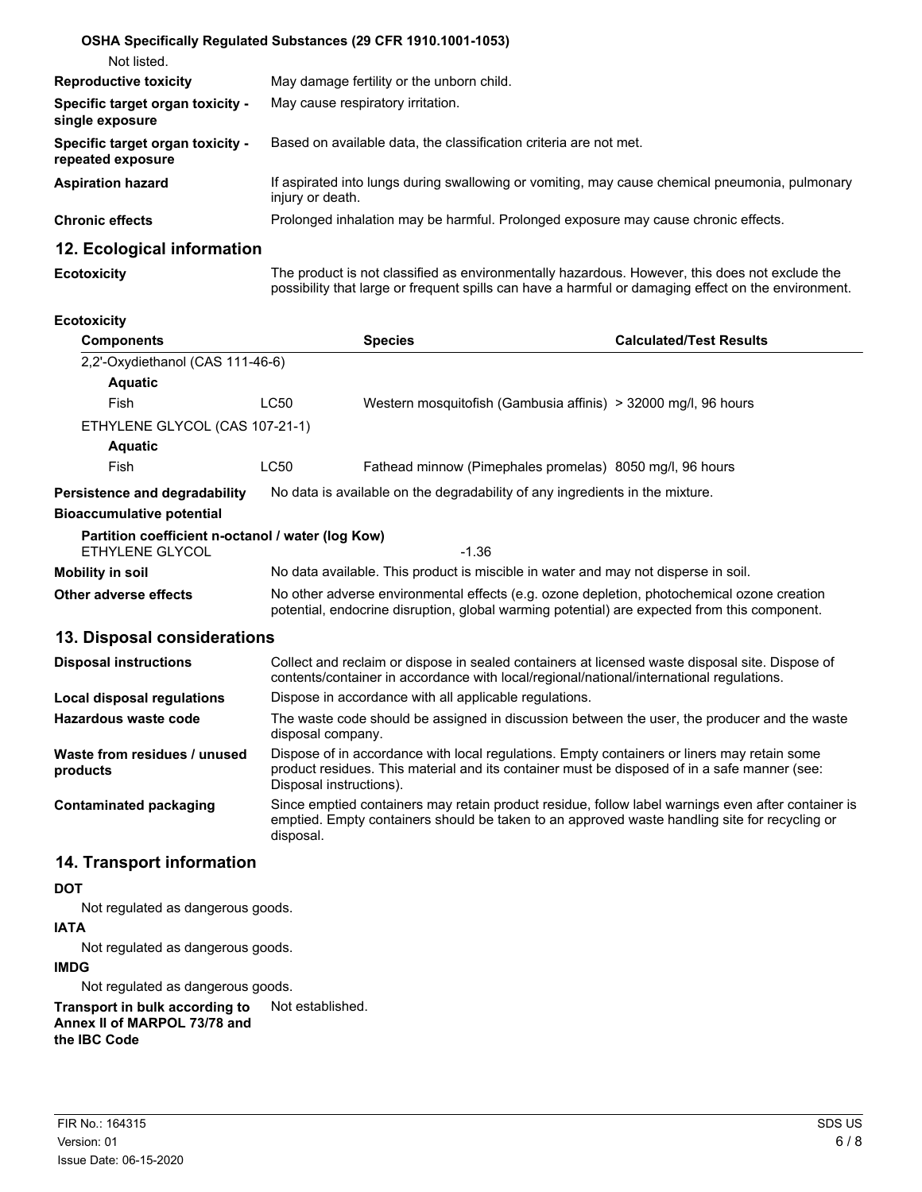**OSHA Specifically Regulated Substances (29 CFR 1910.1001-1053)**

Not listed.

| | |
|---|---|
| **Reproductive toxicity** | May damage fertility or the unborn child. |
| **Specific target organ toxicity - single exposure** | May cause respiratory irritation. |
| **Specific target organ toxicity - repeated exposure** | Based on available data, the classification criteria are not met. |
| **Aspiration hazard** | If aspirated into lungs during swallowing or vomiting, may cause chemical pneumonia, pulmonary injury or death. |
| **Chronic effects** | Prolonged inhalation may be harmful. Prolonged exposure may cause chronic effects. |

## 12. Ecological information

**Ecotoxicity** The product is not classified as environmentally hazardous. However, this does not exclude the possibility that large or frequent spills can have a harmful or damaging effect on the environment.

**Ecotoxicity**

| Components | | Species | Calculated/Test Results |
|---|---|---|---|
| 2,2'-Oxydiethanol (CAS 111-46-6) | | | |
| **Aquatic** | | | |
| Fish | LC50 | Western mosquitofish (Gambusia affinis) | > 32000 mg/l, 96 hours |
| ETHYLENE GLYCOL (CAS 107-21-1) | | | |
| **Aquatic** | | | |
| Fish | LC50 | Fathead minnow (Pimephales promelas) | 8050 mg/l, 96 hours |

**Persistence and degradability** No data is available on the degradability of any ingredients in the mixture.

**Bioaccumulative potential**

**Partition coefficient n-octanol / water (log Kow)**
ETHYLENE GLYCOL -1.36

**Mobility in soil** No data available. This product is miscible in water and may not disperse in soil.

**Other adverse effects** No other adverse environmental effects (e.g. ozone depletion, photochemical ozone creation potential, endocrine disruption, global warming potential) are expected from this component.

## 13. Disposal considerations

| | |
|---|---|
| **Disposal instructions** | Collect and reclaim or dispose in sealed containers at licensed waste disposal site. Dispose of contents/container in accordance with local/regional/national/international regulations. |
| **Local disposal regulations** | Dispose in accordance with all applicable regulations. |
| **Hazardous waste code** | The waste code should be assigned in discussion between the user, the producer and the waste disposal company. |
| **Waste from residues / unused products** | Dispose of in accordance with local regulations. Empty containers or liners may retain some product residues. This material and its container must be disposed of in a safe manner (see: Disposal instructions). |
| **Contaminated packaging** | Since emptied containers may retain product residue, follow label warnings even after container is emptied. Empty containers should be taken to an approved waste handling site for recycling or disposal. |

## 14. Transport information

**DOT**

Not regulated as dangerous goods.

**IATA**

Not regulated as dangerous goods.

**IMDG**

Not regulated as dangerous goods.

**Transport in bulk according to Annex II of MARPOL 73/78 and the IBC Code** Not established.

FIR No.: 164315
Version: 01
Issue Date: 06-15-2020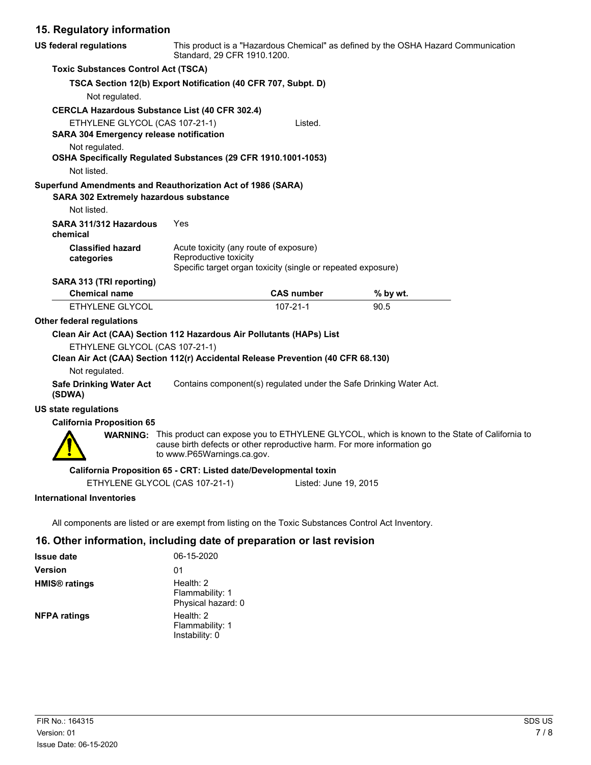## 15. Regulatory information

**US federal regulations** This product is a "Hazardous Chemical" as defined by the OSHA Hazard Communication Standard, 29 CFR 1910.1200.

**Toxic Substances Control Act (TSCA)**

**TSCA Section 12(b) Export Notification (40 CFR 707, Subpt. D)**

Not regulated.

**CERCLA Hazardous Substance List (40 CFR 302.4)**

ETHYLENE GLYCOL (CAS 107-21-1) Listed.

**SARA 304 Emergency release notification**

Not regulated.

**OSHA Specifically Regulated Substances (29 CFR 1910.1001-1053)**

Not listed.

**Superfund Amendments and Reauthorization Act of 1986 (SARA)**

**SARA 302 Extremely hazardous substance**

Not listed.

**SARA 311/312 Hazardous chemical** Yes

**Classified hazard categories**
Acute toxicity (any route of exposure)
Reproductive toxicity
Specific target organ toxicity (single or repeated exposure)

**SARA 313 (TRI reporting)**

| Chemical name | CAS number | % by wt. |
|---|---|---|
| ETHYLENE GLYCOL | 107-21-1 | 90.5 |

**Other federal regulations**

**Clean Air Act (CAA) Section 112 Hazardous Air Pollutants (HAPs) List**

ETHYLENE GLYCOL (CAS 107-21-1)

**Clean Air Act (CAA) Section 112(r) Accidental Release Prevention (40 CFR 68.130)**

Not regulated.

**Safe Drinking Water Act (SDWA)** Contains component(s) regulated under the Safe Drinking Water Act.

**US state regulations**

**California Proposition 65**

**WARNING:** This product can expose you to ETHYLENE GLYCOL, which is known to the State of California to cause birth defects or other reproductive harm. For more information go to www.P65Warnings.ca.gov.

**California Proposition 65 - CRT: Listed date/Developmental toxin**

ETHYLENE GLYCOL (CAS 107-21-1) Listed: June 19, 2015

**International Inventories**

All components are listed or are exempt from listing on the Toxic Substances Control Act Inventory.

## 16. Other information, including date of preparation or last revision

**Issue date** 06-15-2020

**Version** 01

**HMIS® ratings**
Health: 2
Flammability: 1
Physical hazard: 0

**NFPA ratings**
Health: 2
Flammability: 1
Instability: 0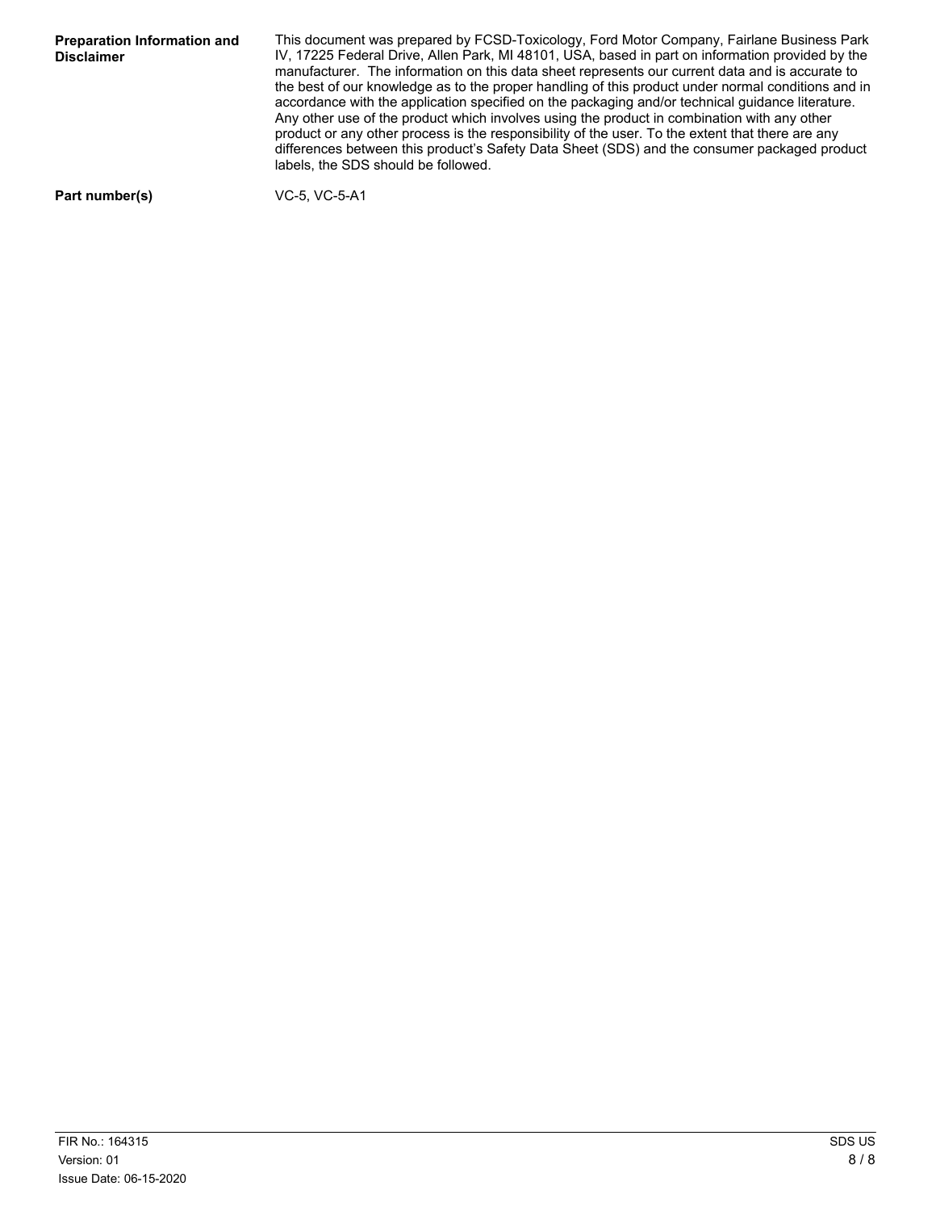**Preparation Information and Disclaimer**

This document was prepared by FCSD-Toxicology, Ford Motor Company, Fairlane Business Park IV, 17225 Federal Drive, Allen Park, MI 48101, USA, based in part on information provided by the manufacturer. The information on this data sheet represents our current data and is accurate to the best of our knowledge as to the proper handling of this product under normal conditions and in accordance with the application specified on the packaging and/or technical guidance literature. Any other use of the product which involves using the product in combination with any other product or any other process is the responsibility of the user. To the extent that there are any differences between this product's Safety Data Sheet (SDS) and the consumer packaged product labels, the SDS should be followed.

**Part number(s)**

VC-5, VC-5-A1

FIR No.: 164315
Version: 01
Issue Date: 06-15-2020